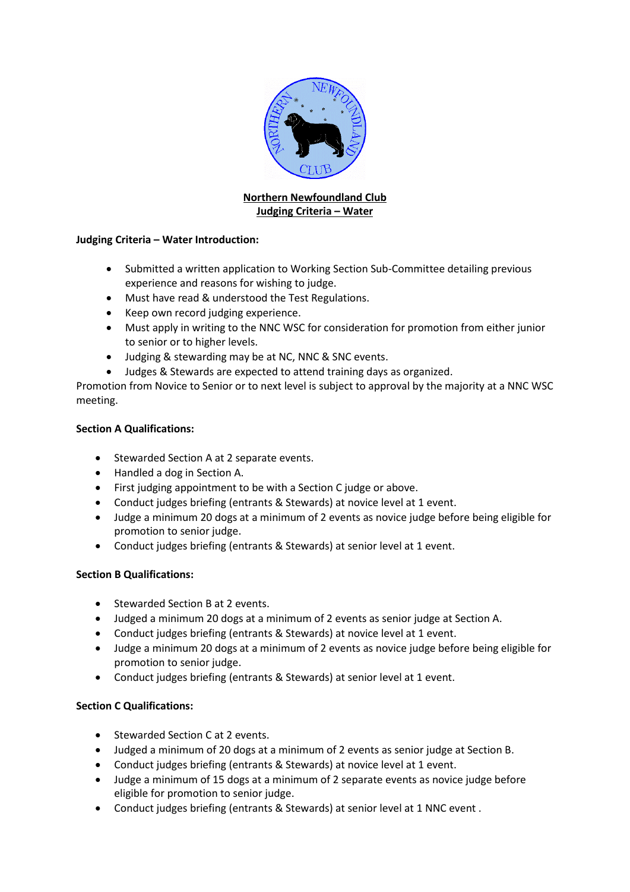**Northern Newfoundland Club**
**Judging Criteria – Water**

**Judging Criteria – Water Introduction:**

- Submitted a written application to Working Section Sub-Committee detailing previous experience and reasons for wishing to judge.
- Must have read & understood the Test Regulations.
- Keep own record judging experience.
- Must apply in writing to the NNC WSC for consideration for promotion from either junior to senior or to higher levels.
- Judging & stewarding may be at NC, NNC & SNC events.
- Judges & Stewards are expected to attend training days as organized.

Promotion from Novice to Senior or to next level is subject to approval by the majority at a NNC WSC meeting.

**Section A Qualifications:**

- Stewarded Section A at 2 separate events.
- Handled a dog in Section A.
- First judging appointment to be with a Section C judge or above.
- Conduct judges briefing (entrants & Stewards) at novice level at 1 event.
- Judge a minimum 20 dogs at a minimum of 2 events as novice judge before being eligible for promotion to senior judge.
- Conduct judges briefing (entrants & Stewards) at senior level at 1 event.

**Section B Qualifications:**

- Stewarded Section B at 2 events.
- Judged a minimum 20 dogs at a minimum of 2 events as senior judge at Section A.
- Conduct judges briefing (entrants & Stewards) at novice level at 1 event.
- Judge a minimum 20 dogs at a minimum of 2 events as novice judge before being eligible for promotion to senior judge.
- Conduct judges briefing (entrants & Stewards) at senior level at 1 event.

**Section C Qualifications:**

- Stewarded Section C at 2 events.
- Judged a minimum of 20 dogs at a minimum of 2 events as senior judge at Section B.
- Conduct judges briefing (entrants & Stewards) at novice level at 1 event.
- Judge a minimum of 15 dogs at a minimum of 2 separate events as novice judge before eligible for promotion to senior judge.
- Conduct judges briefing (entrants & Stewards) at senior level at 1 NNC event .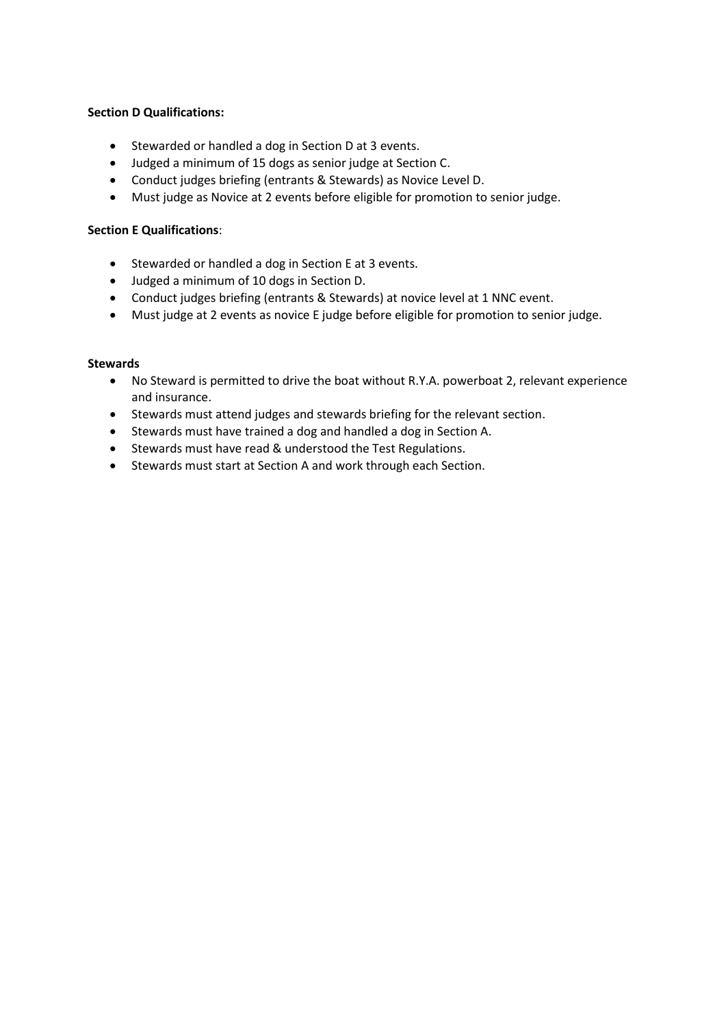**Section D Qualifications:**

- Stewarded or handled a dog in Section D at 3 events.
- Judged a minimum of 15 dogs as senior judge at Section C.
- Conduct judges briefing (entrants & Stewards) as Novice Level D.
- Must judge as Novice at 2 events before eligible for promotion to senior judge.

**Section E Qualifications**:

- Stewarded or handled a dog in Section E at 3 events.
- Judged a minimum of 10 dogs in Section D.
- Conduct judges briefing (entrants & Stewards) at novice level at 1 NNC event.
- Must judge at 2 events as novice E judge before eligible for promotion to senior judge.

**Stewards**

- No Steward is permitted to drive the boat without R.Y.A. powerboat 2, relevant experience and insurance.
- Stewards must attend judges and stewards briefing for the relevant section.
- Stewards must have trained a dog and handled a dog in Section A.
- Stewards must have read & understood the Test Regulations.
- Stewards must start at Section A and work through each Section.